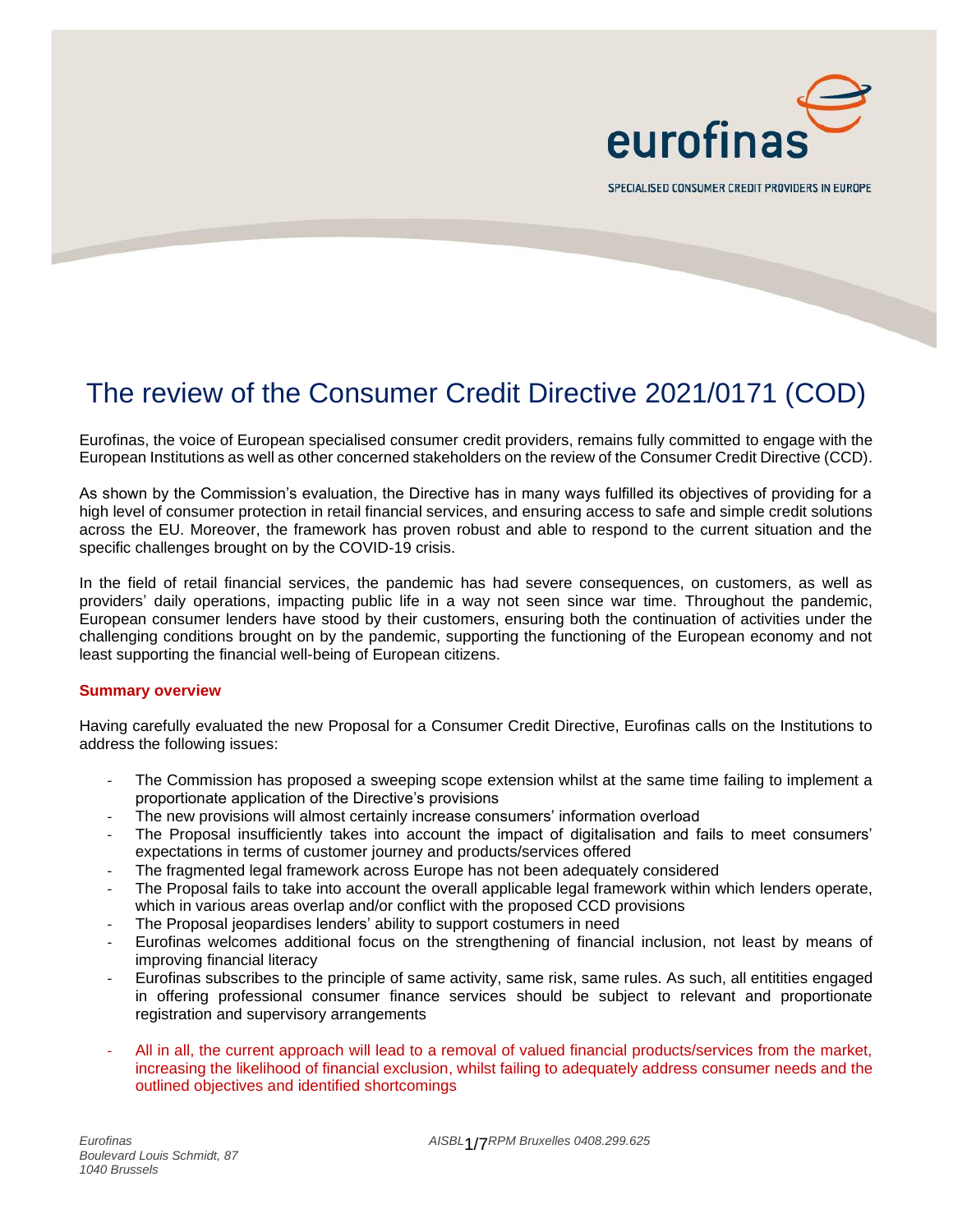eurofinas

SPECIALISED CONSUMER CREDIT PROVIDERS IN EUROPE

# The review of the Consumer Credit Directive 2021/0171 (COD)

Eurofinas, the voice of European specialised consumer credit providers, remains fully committed to engage with the European Institutions as well as other concerned stakeholders on the review of the Consumer Credit Directive (CCD).

As shown by the Commission's evaluation, the Directive has in many ways fulfilled its objectives of providing for a high level of consumer protection in retail financial services, and ensuring access to safe and simple credit solutions across the EU. Moreover, the framework has proven robust and able to respond to the current situation and the specific challenges brought on by the COVID-19 crisis.

In the field of retail financial services, the pandemic has had severe consequences, on customers, as well as providers' daily operations, impacting public life in a way not seen since war time. Throughout the pandemic, European consumer lenders have stood by their customers, ensuring both the continuation of activities under the challenging conditions brought on by the pandemic, supporting the functioning of the European economy and not least supporting the financial well-being of European citizens.

**Summary overview**

Having carefully evaluated the new Proposal for a Consumer Credit Directive, Eurofinas calls on the Institutions to address the following issues:

- The Commission has proposed a sweeping scope extension whilst at the same time failing to implement a proportionate application of the Directive's provisions
- The new provisions will almost certainly increase consumers' information overload
- The Proposal insufficiently takes into account the impact of digitalisation and fails to meet consumers' expectations in terms of customer journey and products/services offered
- The fragmented legal framework across Europe has not been adequately considered
- The Proposal fails to take into account the overall applicable legal framework within which lenders operate, which in various areas overlap and/or conflict with the proposed CCD provisions
- The Proposal jeopardises lenders' ability to support costumers in need
- Eurofinas welcomes additional focus on the strengthening of financial inclusion, not least by means of improving financial literacy
- Eurofinas subscribes to the principle of same activity, same risk, same rules. As such, all entitities engaged in offering professional consumer finance services should be subject to relevant and proportionate registration and supervisory arrangements

- All in all, the current approach will lead to a removal of valued financial products/services from the market, increasing the likelihood of financial exclusion, whilst failing to adequately address consumer needs and the outlined objectives and identified shortcomings

*Eurofinas*
*Boulevard Louis Schmidt, 87*
*1040 Brussels*

*AISBL RPM Bruxelles 0408.299.625*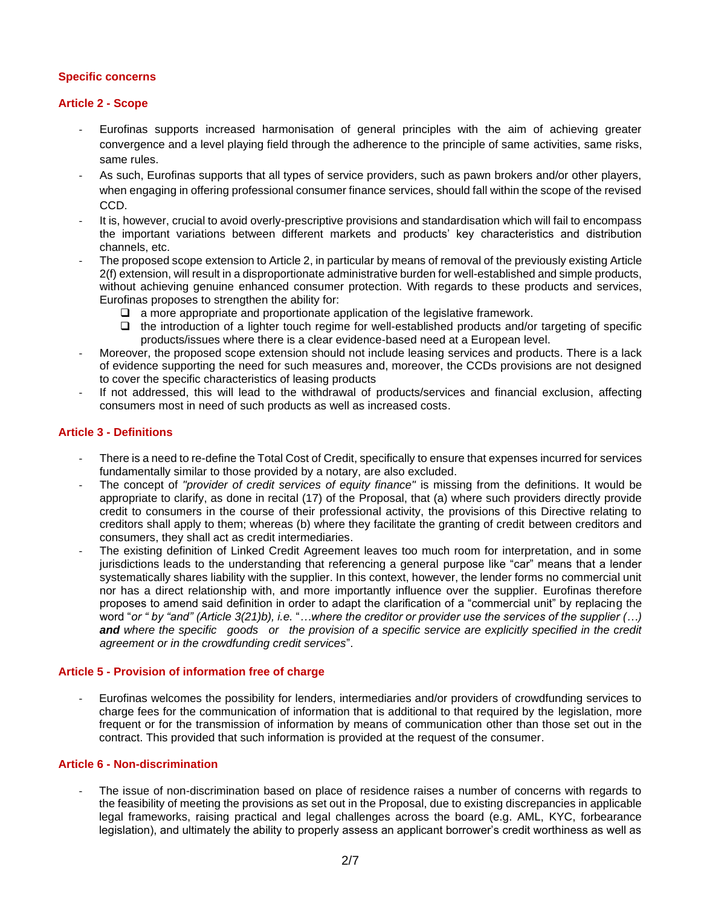## Specific concerns

### Article 2 - Scope

- Eurofinas supports increased harmonisation of general principles with the aim of achieving greater convergence and a level playing field through the adherence to the principle of same activities, same risks, same rules.
- As such, Eurofinas supports that all types of service providers, such as pawn brokers and/or other players, when engaging in offering professional consumer finance services, should fall within the scope of the revised CCD.
- It is, however, crucial to avoid overly-prescriptive provisions and standardisation which will fail to encompass the important variations between different markets and products' key characteristics and distribution channels, etc.
- The proposed scope extension to Article 2, in particular by means of removal of the previously existing Article 2(f) extension, will result in a disproportionate administrative burden for well-established and simple products, without achieving genuine enhanced consumer protection. With regards to these products and services, Eurofinas proposes to strengthen the ability for:
  - ❑ a more appropriate and proportionate application of the legislative framework.
  - ❑ the introduction of a lighter touch regime for well-established products and/or targeting of specific products/issues where there is a clear evidence-based need at a European level.
- Moreover, the proposed scope extension should not include leasing services and products. There is a lack of evidence supporting the need for such measures and, moreover, the CCDs provisions are not designed to cover the specific characteristics of leasing products
- If not addressed, this will lead to the withdrawal of products/services and financial exclusion, affecting consumers most in need of such products as well as increased costs.

### Article 3 - Definitions

- There is a need to re-define the Total Cost of Credit, specifically to ensure that expenses incurred for services fundamentally similar to those provided by a notary, are also excluded.
- The concept of *"provider of credit services of equity finance"* is missing from the definitions. It would be appropriate to clarify, as done in recital (17) of the Proposal, that (a) where such providers directly provide credit to consumers in the course of their professional activity, the provisions of this Directive relating to creditors shall apply to them; whereas (b) where they facilitate the granting of credit between creditors and consumers, they shall act as credit intermediaries.
- The existing definition of Linked Credit Agreement leaves too much room for interpretation, and in some jurisdictions leads to the understanding that referencing a general purpose like "car" means that a lender systematically shares liability with the supplier. In this context, however, the lender forms no commercial unit nor has a direct relationship with, and more importantly influence over the supplier. Eurofinas therefore proposes to amend said definition in order to adapt the clarification of a "commercial unit" by replacing the word "*or " by "and" (Article 3(21)b), i.e.* "*…where the creditor or provider use the services of the supplier (…)* ***and*** *where the specific goods or the provision of a specific service are explicitly specified in the credit agreement or in the crowdfunding credit services*".

### Article 5 - Provision of information free of charge

- Eurofinas welcomes the possibility for lenders, intermediaries and/or providers of crowdfunding services to charge fees for the communication of information that is additional to that required by the legislation, more frequent or for the transmission of information by means of communication other than those set out in the contract. This provided that such information is provided at the request of the consumer.

### Article 6 - Non-discrimination

- The issue of non-discrimination based on place of residence raises a number of concerns with regards to the feasibility of meeting the provisions as set out in the Proposal, due to existing discrepancies in applicable legal frameworks, raising practical and legal challenges across the board (e.g. AML, KYC, forbearance legislation), and ultimately the ability to properly assess an applicant borrower's credit worthiness as well as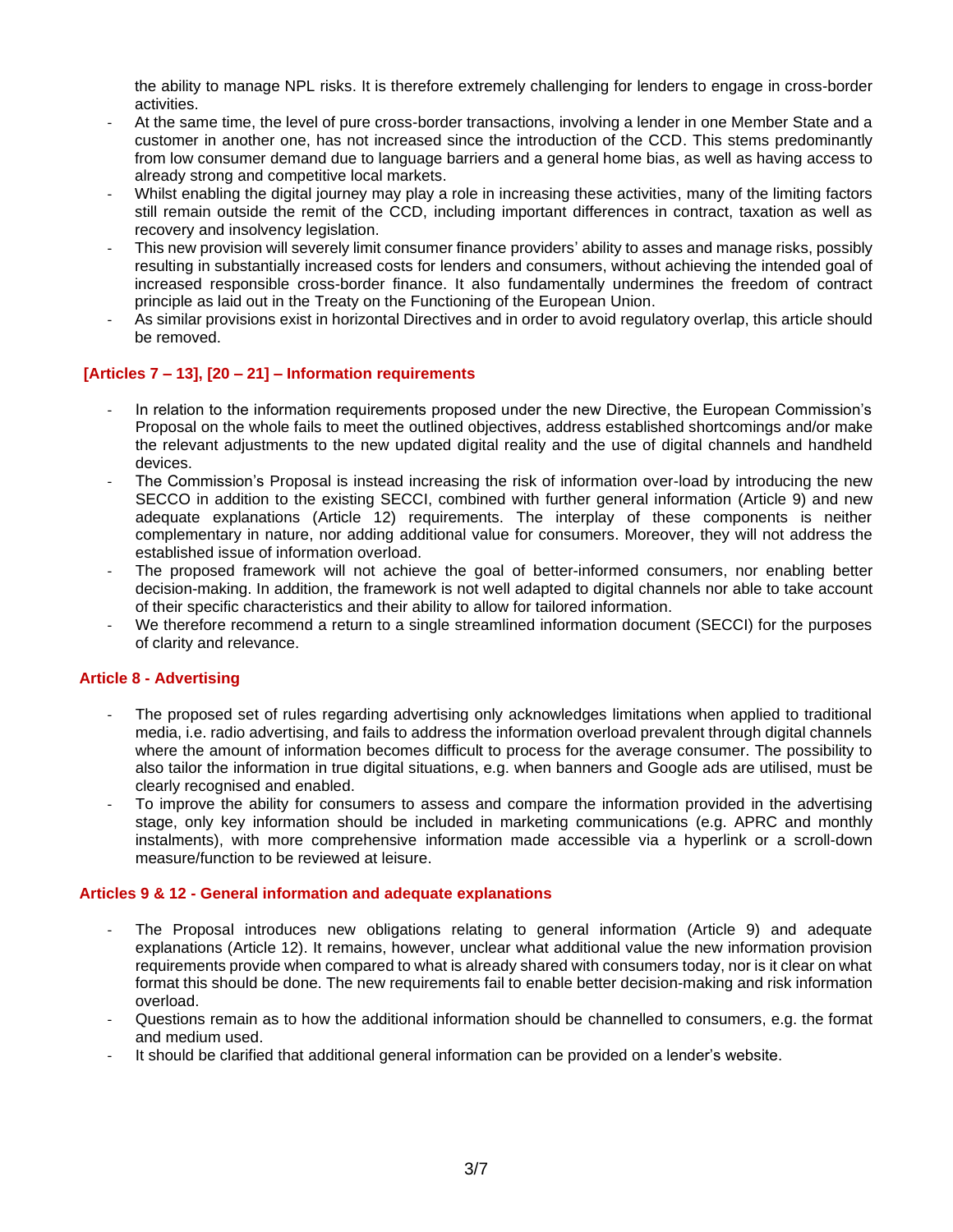the ability to manage NPL risks. It is therefore extremely challenging for lenders to engage in cross-border activities.

- At the same time, the level of pure cross-border transactions, involving a lender in one Member State and a customer in another one, has not increased since the introduction of the CCD. This stems predominantly from low consumer demand due to language barriers and a general home bias, as well as having access to already strong and competitive local markets.
- Whilst enabling the digital journey may play a role in increasing these activities, many of the limiting factors still remain outside the remit of the CCD, including important differences in contract, taxation as well as recovery and insolvency legislation.
- This new provision will severely limit consumer finance providers' ability to asses and manage risks, possibly resulting in substantially increased costs for lenders and consumers, without achieving the intended goal of increased responsible cross-border finance. It also fundamentally undermines the freedom of contract principle as laid out in the Treaty on the Functioning of the European Union.
- As similar provisions exist in horizontal Directives and in order to avoid regulatory overlap, this article should be removed.

### [Articles 7 – 13], [20 – 21] – Information requirements

- In relation to the information requirements proposed under the new Directive, the European Commission's Proposal on the whole fails to meet the outlined objectives, address established shortcomings and/or make the relevant adjustments to the new updated digital reality and the use of digital channels and handheld devices.
- The Commission's Proposal is instead increasing the risk of information over-load by introducing the new SECCO in addition to the existing SECCI, combined with further general information (Article 9) and new adequate explanations (Article 12) requirements. The interplay of these components is neither complementary in nature, nor adding additional value for consumers. Moreover, they will not address the established issue of information overload.
- The proposed framework will not achieve the goal of better-informed consumers, nor enabling better decision-making. In addition, the framework is not well adapted to digital channels nor able to take account of their specific characteristics and their ability to allow for tailored information.
- We therefore recommend a return to a single streamlined information document (SECCI) for the purposes of clarity and relevance.

### Article 8 - Advertising

- The proposed set of rules regarding advertising only acknowledges limitations when applied to traditional media, i.e. radio advertising, and fails to address the information overload prevalent through digital channels where the amount of information becomes difficult to process for the average consumer. The possibility to also tailor the information in true digital situations, e.g. when banners and Google ads are utilised, must be clearly recognised and enabled.
- To improve the ability for consumers to assess and compare the information provided in the advertising stage, only key information should be included in marketing communications (e.g. APRC and monthly instalments), with more comprehensive information made accessible via a hyperlink or a scroll-down measure/function to be reviewed at leisure.

### Articles 9 & 12 - General information and adequate explanations

- The Proposal introduces new obligations relating to general information (Article 9) and adequate explanations (Article 12). It remains, however, unclear what additional value the new information provision requirements provide when compared to what is already shared with consumers today, nor is it clear on what format this should be done. The new requirements fail to enable better decision-making and risk information overload.
- Questions remain as to how the additional information should be channelled to consumers, e.g. the format and medium used.
- It should be clarified that additional general information can be provided on a lender's website.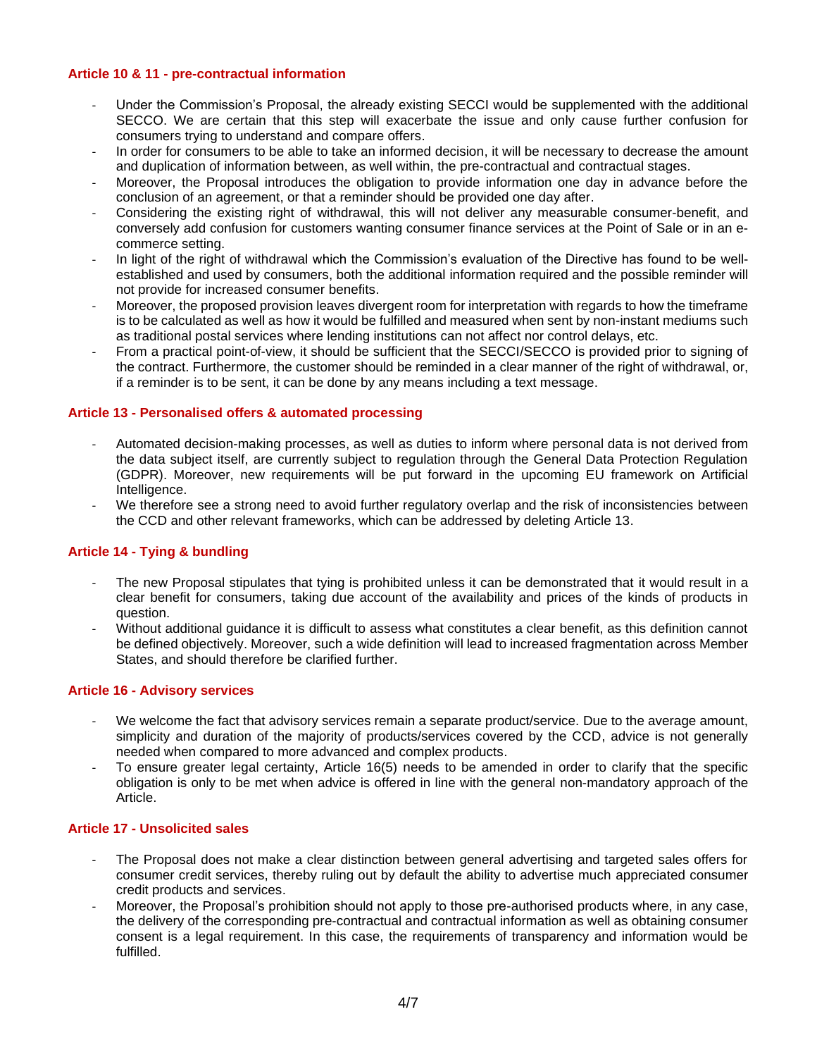### Article 10 & 11 - pre-contractual information

- Under the Commission's Proposal, the already existing SECCI would be supplemented with the additional SECCO. We are certain that this step will exacerbate the issue and only cause further confusion for consumers trying to understand and compare offers.
- In order for consumers to be able to take an informed decision, it will be necessary to decrease the amount and duplication of information between, as well within, the pre-contractual and contractual stages.
- Moreover, the Proposal introduces the obligation to provide information one day in advance before the conclusion of an agreement, or that a reminder should be provided one day after.
- Considering the existing right of withdrawal, this will not deliver any measurable consumer-benefit, and conversely add confusion for customers wanting consumer finance services at the Point of Sale or in an e-commerce setting.
- In light of the right of withdrawal which the Commission's evaluation of the Directive has found to be well-established and used by consumers, both the additional information required and the possible reminder will not provide for increased consumer benefits.
- Moreover, the proposed provision leaves divergent room for interpretation with regards to how the timeframe is to be calculated as well as how it would be fulfilled and measured when sent by non-instant mediums such as traditional postal services where lending institutions can not affect nor control delays, etc.
- From a practical point-of-view, it should be sufficient that the SECCI/SECCO is provided prior to signing of the contract. Furthermore, the customer should be reminded in a clear manner of the right of withdrawal, or, if a reminder is to be sent, it can be done by any means including a text message.

### Article 13 - Personalised offers & automated processing

- Automated decision-making processes, as well as duties to inform where personal data is not derived from the data subject itself, are currently subject to regulation through the General Data Protection Regulation (GDPR). Moreover, new requirements will be put forward in the upcoming EU framework on Artificial Intelligence.
- We therefore see a strong need to avoid further regulatory overlap and the risk of inconsistencies between the CCD and other relevant frameworks, which can be addressed by deleting Article 13.

### Article 14 - Tying & bundling

- The new Proposal stipulates that tying is prohibited unless it can be demonstrated that it would result in a clear benefit for consumers, taking due account of the availability and prices of the kinds of products in question.
- Without additional guidance it is difficult to assess what constitutes a clear benefit, as this definition cannot be defined objectively. Moreover, such a wide definition will lead to increased fragmentation across Member States, and should therefore be clarified further.

### Article 16 - Advisory services

- We welcome the fact that advisory services remain a separate product/service. Due to the average amount, simplicity and duration of the majority of products/services covered by the CCD, advice is not generally needed when compared to more advanced and complex products.
- To ensure greater legal certainty, Article 16(5) needs to be amended in order to clarify that the specific obligation is only to be met when advice is offered in line with the general non-mandatory approach of the Article.

### Article 17 - Unsolicited sales

- The Proposal does not make a clear distinction between general advertising and targeted sales offers for consumer credit services, thereby ruling out by default the ability to advertise much appreciated consumer credit products and services.
- Moreover, the Proposal's prohibition should not apply to those pre-authorised products where, in any case, the delivery of the corresponding pre-contractual and contractual information as well as obtaining consumer consent is a legal requirement. In this case, the requirements of transparency and information would be fulfilled.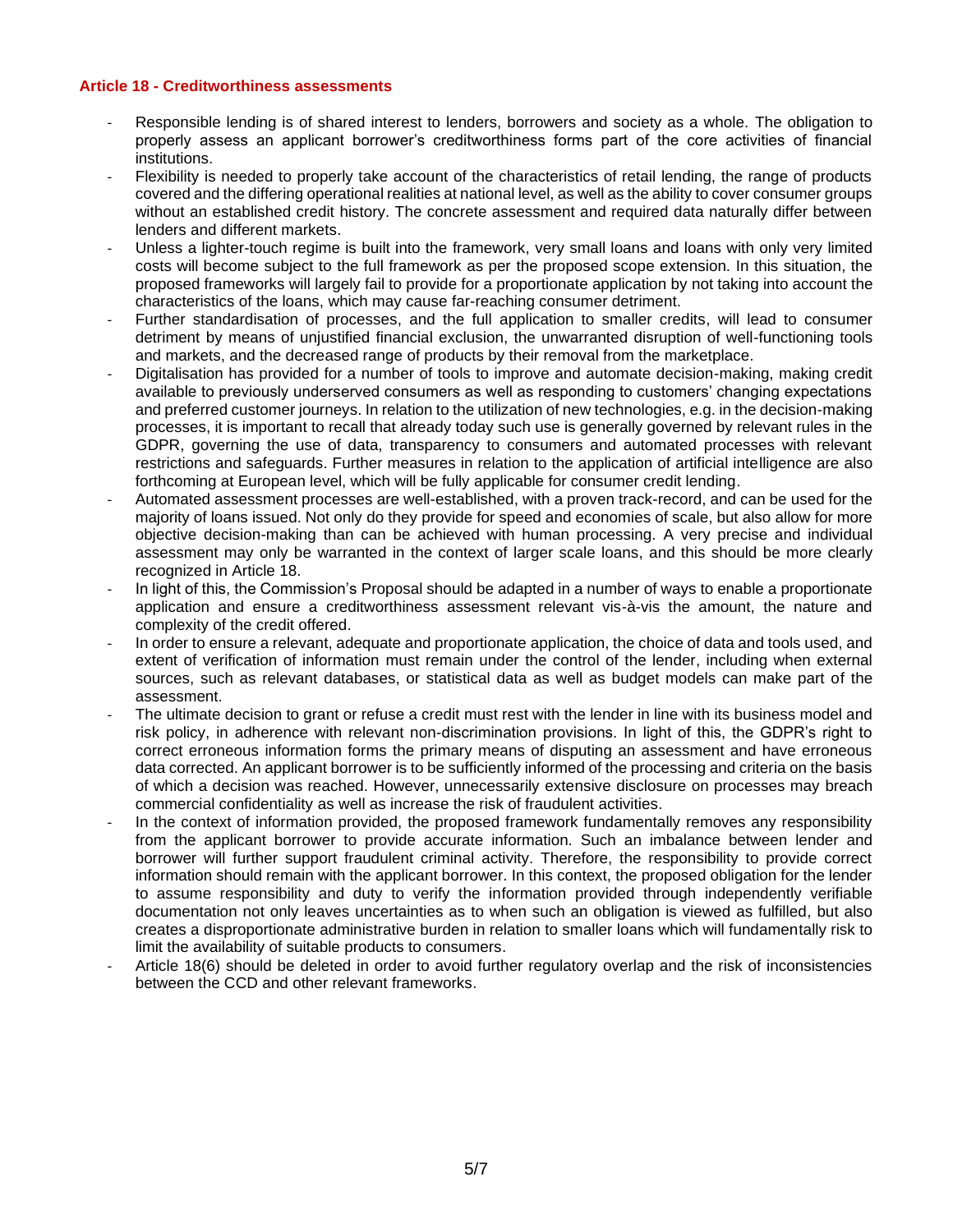**Article 18 - Creditworthiness assessments**

- Responsible lending is of shared interest to lenders, borrowers and society as a whole. The obligation to properly assess an applicant borrower's creditworthiness forms part of the core activities of financial institutions.
- Flexibility is needed to properly take account of the characteristics of retail lending, the range of products covered and the differing operational realities at national level, as well as the ability to cover consumer groups without an established credit history. The concrete assessment and required data naturally differ between lenders and different markets.
- Unless a lighter-touch regime is built into the framework, very small loans and loans with only very limited costs will become subject to the full framework as per the proposed scope extension. In this situation, the proposed frameworks will largely fail to provide for a proportionate application by not taking into account the characteristics of the loans, which may cause far-reaching consumer detriment.
- Further standardisation of processes, and the full application to smaller credits, will lead to consumer detriment by means of unjustified financial exclusion, the unwarranted disruption of well-functioning tools and markets, and the decreased range of products by their removal from the marketplace.
- Digitalisation has provided for a number of tools to improve and automate decision-making, making credit available to previously underserved consumers as well as responding to customers' changing expectations and preferred customer journeys. In relation to the utilization of new technologies, e.g. in the decision-making processes, it is important to recall that already today such use is generally governed by relevant rules in the GDPR, governing the use of data, transparency to consumers and automated processes with relevant restrictions and safeguards. Further measures in relation to the application of artificial intelligence are also forthcoming at European level, which will be fully applicable for consumer credit lending.
- Automated assessment processes are well-established, with a proven track-record, and can be used for the majority of loans issued. Not only do they provide for speed and economies of scale, but also allow for more objective decision-making than can be achieved with human processing. A very precise and individual assessment may only be warranted in the context of larger scale loans, and this should be more clearly recognized in Article 18.
- In light of this, the Commission's Proposal should be adapted in a number of ways to enable a proportionate application and ensure a creditworthiness assessment relevant vis-à-vis the amount, the nature and complexity of the credit offered.
- In order to ensure a relevant, adequate and proportionate application, the choice of data and tools used, and extent of verification of information must remain under the control of the lender, including when external sources, such as relevant databases, or statistical data as well as budget models can make part of the assessment.
- The ultimate decision to grant or refuse a credit must rest with the lender in line with its business model and risk policy, in adherence with relevant non-discrimination provisions. In light of this, the GDPR's right to correct erroneous information forms the primary means of disputing an assessment and have erroneous data corrected. An applicant borrower is to be sufficiently informed of the processing and criteria on the basis of which a decision was reached. However, unnecessarily extensive disclosure on processes may breach commercial confidentiality as well as increase the risk of fraudulent activities.
- In the context of information provided, the proposed framework fundamentally removes any responsibility from the applicant borrower to provide accurate information. Such an imbalance between lender and borrower will further support fraudulent criminal activity. Therefore, the responsibility to provide correct information should remain with the applicant borrower. In this context, the proposed obligation for the lender to assume responsibility and duty to verify the information provided through independently verifiable documentation not only leaves uncertainties as to when such an obligation is viewed as fulfilled, but also creates a disproportionate administrative burden in relation to smaller loans which will fundamentally risk to limit the availability of suitable products to consumers.
- Article 18(6) should be deleted in order to avoid further regulatory overlap and the risk of inconsistencies between the CCD and other relevant frameworks.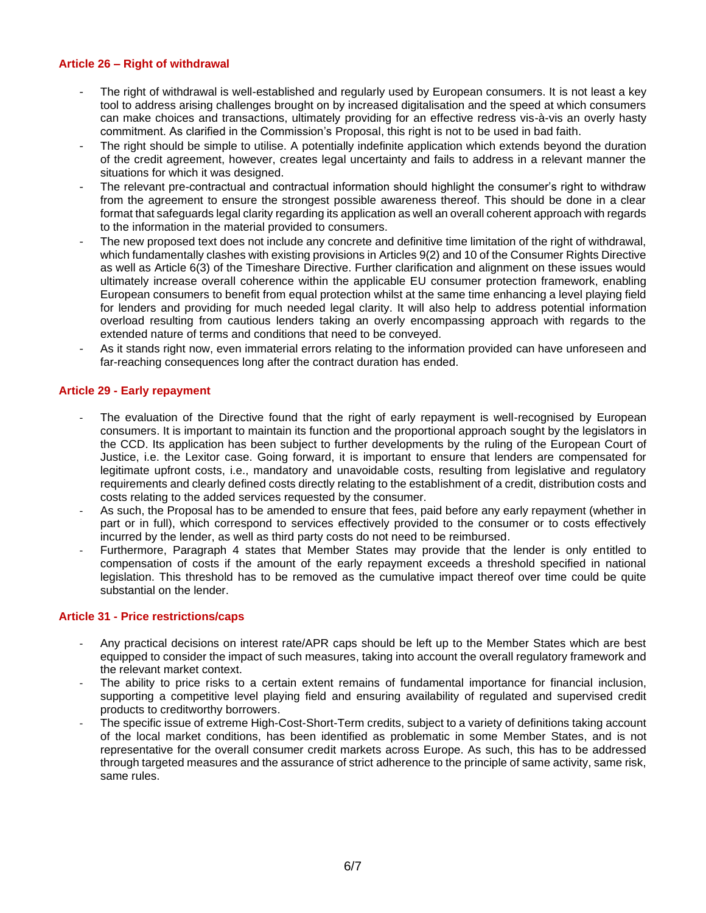### Article 26 – Right of withdrawal

- The right of withdrawal is well-established and regularly used by European consumers. It is not least a key tool to address arising challenges brought on by increased digitalisation and the speed at which consumers can make choices and transactions, ultimately providing for an effective redress vis-à-vis an overly hasty commitment. As clarified in the Commission's Proposal, this right is not to be used in bad faith.
- The right should be simple to utilise. A potentially indefinite application which extends beyond the duration of the credit agreement, however, creates legal uncertainty and fails to address in a relevant manner the situations for which it was designed.
- The relevant pre-contractual and contractual information should highlight the consumer's right to withdraw from the agreement to ensure the strongest possible awareness thereof. This should be done in a clear format that safeguards legal clarity regarding its application as well an overall coherent approach with regards to the information in the material provided to consumers.
- The new proposed text does not include any concrete and definitive time limitation of the right of withdrawal, which fundamentally clashes with existing provisions in Articles 9(2) and 10 of the Consumer Rights Directive as well as Article 6(3) of the Timeshare Directive. Further clarification and alignment on these issues would ultimately increase overall coherence within the applicable EU consumer protection framework, enabling European consumers to benefit from equal protection whilst at the same time enhancing a level playing field for lenders and providing for much needed legal clarity. It will also help to address potential information overload resulting from cautious lenders taking an overly encompassing approach with regards to the extended nature of terms and conditions that need to be conveyed.
- As it stands right now, even immaterial errors relating to the information provided can have unforeseen and far-reaching consequences long after the contract duration has ended.

### Article 29 - Early repayment

- The evaluation of the Directive found that the right of early repayment is well-recognised by European consumers. It is important to maintain its function and the proportional approach sought by the legislators in the CCD. Its application has been subject to further developments by the ruling of the European Court of Justice, i.e. the Lexitor case. Going forward, it is important to ensure that lenders are compensated for legitimate upfront costs, i.e., mandatory and unavoidable costs, resulting from legislative and regulatory requirements and clearly defined costs directly relating to the establishment of a credit, distribution costs and costs relating to the added services requested by the consumer.
- As such, the Proposal has to be amended to ensure that fees, paid before any early repayment (whether in part or in full), which correspond to services effectively provided to the consumer or to costs effectively incurred by the lender, as well as third party costs do not need to be reimbursed.
- Furthermore, Paragraph 4 states that Member States may provide that the lender is only entitled to compensation of costs if the amount of the early repayment exceeds a threshold specified in national legislation. This threshold has to be removed as the cumulative impact thereof over time could be quite substantial on the lender.

### Article 31 - Price restrictions/caps

- Any practical decisions on interest rate/APR caps should be left up to the Member States which are best equipped to consider the impact of such measures, taking into account the overall regulatory framework and the relevant market context.
- The ability to price risks to a certain extent remains of fundamental importance for financial inclusion, supporting a competitive level playing field and ensuring availability of regulated and supervised credit products to creditworthy borrowers.
- The specific issue of extreme High-Cost-Short-Term credits, subject to a variety of definitions taking account of the local market conditions, has been identified as problematic in some Member States, and is not representative for the overall consumer credit markets across Europe. As such, this has to be addressed through targeted measures and the assurance of strict adherence to the principle of same activity, same risk, same rules.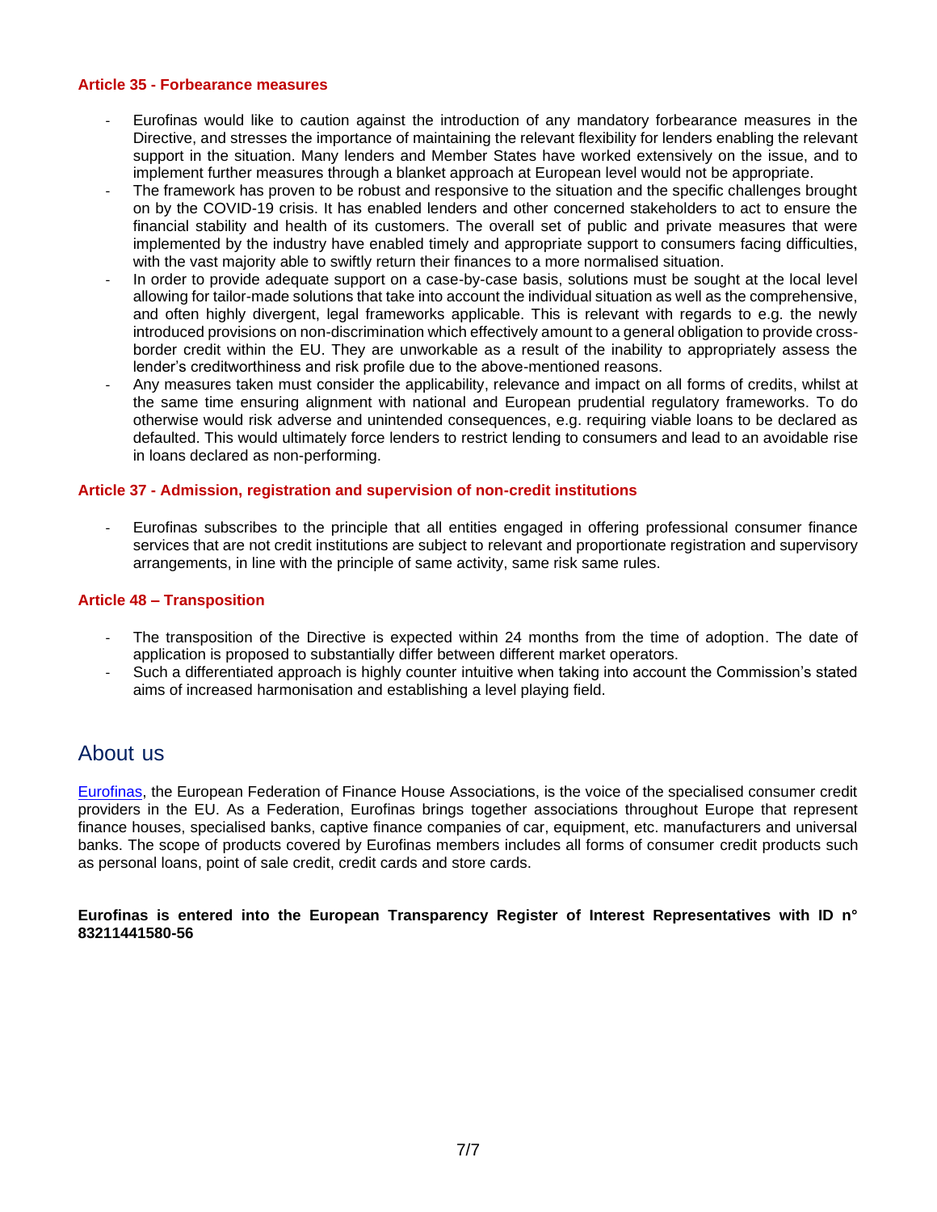### Article 35 - Forbearance measures

- Eurofinas would like to caution against the introduction of any mandatory forbearance measures in the Directive, and stresses the importance of maintaining the relevant flexibility for lenders enabling the relevant support in the situation. Many lenders and Member States have worked extensively on the issue, and to implement further measures through a blanket approach at European level would not be appropriate.
- The framework has proven to be robust and responsive to the situation and the specific challenges brought on by the COVID-19 crisis. It has enabled lenders and other concerned stakeholders to act to ensure the financial stability and health of its customers. The overall set of public and private measures that were implemented by the industry have enabled timely and appropriate support to consumers facing difficulties, with the vast majority able to swiftly return their finances to a more normalised situation.
- In order to provide adequate support on a case-by-case basis, solutions must be sought at the local level allowing for tailor-made solutions that take into account the individual situation as well as the comprehensive, and often highly divergent, legal frameworks applicable. This is relevant with regards to e.g. the newly introduced provisions on non-discrimination which effectively amount to a general obligation to provide cross-border credit within the EU. They are unworkable as a result of the inability to appropriately assess the lender's creditworthiness and risk profile due to the above-mentioned reasons.
- Any measures taken must consider the applicability, relevance and impact on all forms of credits, whilst at the same time ensuring alignment with national and European prudential regulatory frameworks. To do otherwise would risk adverse and unintended consequences, e.g. requiring viable loans to be declared as defaulted. This would ultimately force lenders to restrict lending to consumers and lead to an avoidable rise in loans declared as non-performing.

### Article 37 - Admission, registration and supervision of non-credit institutions

- Eurofinas subscribes to the principle that all entities engaged in offering professional consumer finance services that are not credit institutions are subject to relevant and proportionate registration and supervisory arrangements, in line with the principle of same activity, same risk same rules.

### Article 48 – Transposition

- The transposition of the Directive is expected within 24 months from the time of adoption. The date of application is proposed to substantially differ between different market operators.
- Such a differentiated approach is highly counter intuitive when taking into account the Commission's stated aims of increased harmonisation and establishing a level playing field.

## About us

Eurofinas, the European Federation of Finance House Associations, is the voice of the specialised consumer credit providers in the EU. As a Federation, Eurofinas brings together associations throughout Europe that represent finance houses, specialised banks, captive finance companies of car, equipment, etc. manufacturers and universal banks. The scope of products covered by Eurofinas members includes all forms of consumer credit products such as personal loans, point of sale credit, credit cards and store cards.

**Eurofinas is entered into the European Transparency Register of Interest Representatives with ID n° 83211441580-56**